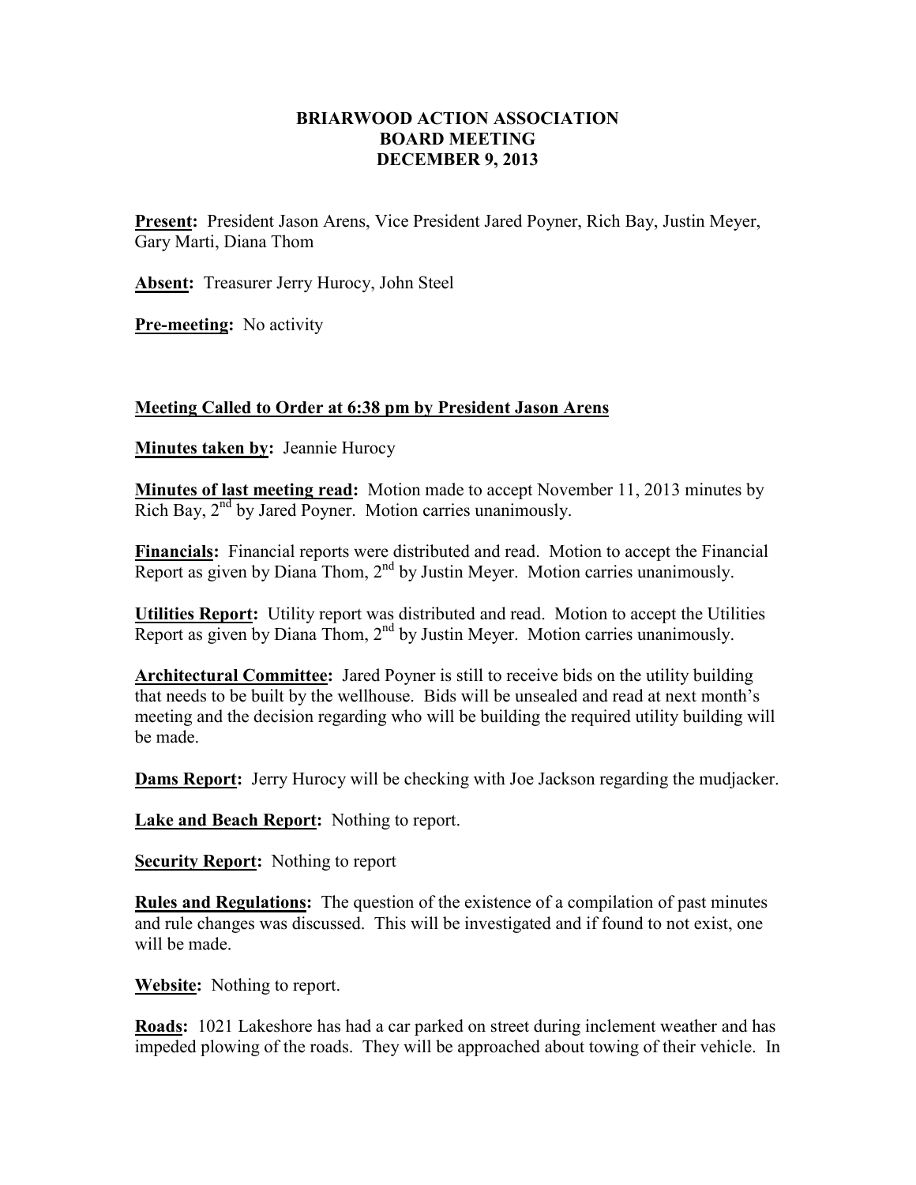# BRIARWOOD ACTION ASSOCIATION
## BOARD MEETING
## DECEMBER 9, 2013

**Present:** President Jason Arens, Vice President Jared Poyner, Rich Bay, Justin Meyer, Gary Marti, Diana Thom

**Absent:** Treasurer Jerry Hurocy, John Steel

**Pre-meeting:** No activity

**Meeting Called to Order at 6:38 pm by President Jason Arens**

**Minutes taken by:** Jeannie Hurocy

**Minutes of last meeting read:** Motion made to accept November 11, 2013 minutes by Rich Bay, 2nd by Jared Poyner. Motion carries unanimously.

**Financials:** Financial reports were distributed and read. Motion to accept the Financial Report as given by Diana Thom, 2nd by Justin Meyer. Motion carries unanimously.

**Utilities Report:** Utility report was distributed and read. Motion to accept the Utilities Report as given by Diana Thom, 2nd by Justin Meyer. Motion carries unanimously.

**Architectural Committee:** Jared Poyner is still to receive bids on the utility building that needs to be built by the wellhouse. Bids will be unsealed and read at next month's meeting and the decision regarding who will be building the required utility building will be made.

**Dams Report:** Jerry Hurocy will be checking with Joe Jackson regarding the mudjacker.

**Lake and Beach Report:** Nothing to report.

**Security Report:** Nothing to report

**Rules and Regulations:** The question of the existence of a compilation of past minutes and rule changes was discussed. This will be investigated and if found to not exist, one will be made.

**Website:** Nothing to report.

**Roads:** 1021 Lakeshore has had a car parked on street during inclement weather and has impeded plowing of the roads. They will be approached about towing of their vehicle. In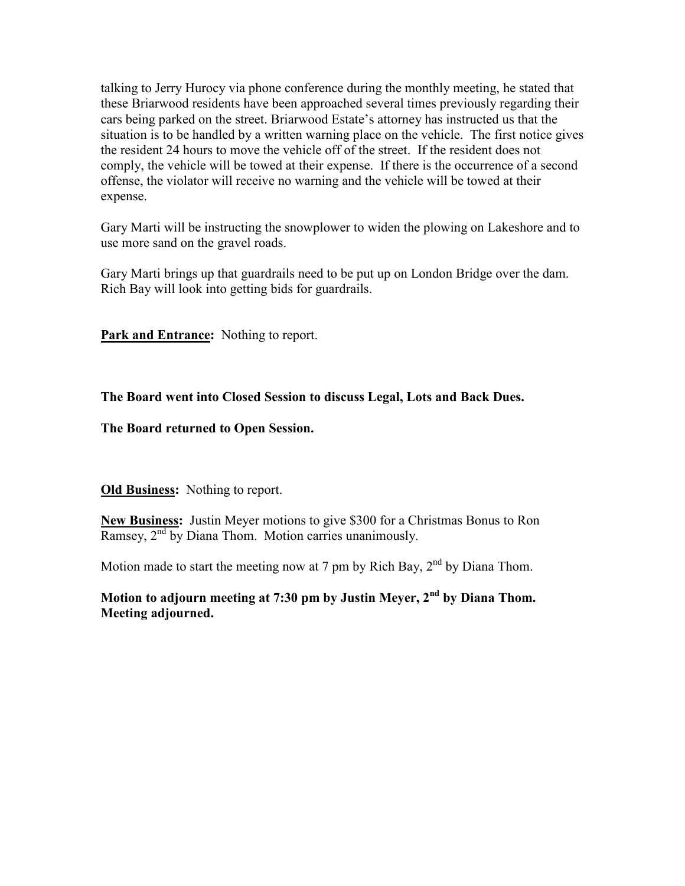talking to Jerry Hurocy via phone conference during the monthly meeting, he stated that these Briarwood residents have been approached several times previously regarding their cars being parked on the street. Briarwood Estate's attorney has instructed us that the situation is to be handled by a written warning place on the vehicle. The first notice gives the resident 24 hours to move the vehicle off of the street. If the resident does not comply, the vehicle will be towed at their expense. If there is the occurrence of a second offense, the violator will receive no warning and the vehicle will be towed at their expense.

Gary Marti will be instructing the snowplower to widen the plowing on Lakeshore and to use more sand on the gravel roads.

Gary Marti brings up that guardrails need to be put up on London Bridge over the dam. Rich Bay will look into getting bids for guardrails.

**Park and Entrance:** Nothing to report.

**The Board went into Closed Session to discuss Legal, Lots and Back Dues.**

**The Board returned to Open Session.**

**Old Business:** Nothing to report.

**New Business:** Justin Meyer motions to give $300 for a Christmas Bonus to Ron Ramsey, 2nd by Diana Thom. Motion carries unanimously.

Motion made to start the meeting now at 7 pm by Rich Bay, 2nd by Diana Thom.

**Motion to adjourn meeting at 7:30 pm by Justin Meyer, 2nd by Diana Thom. Meeting adjourned.**